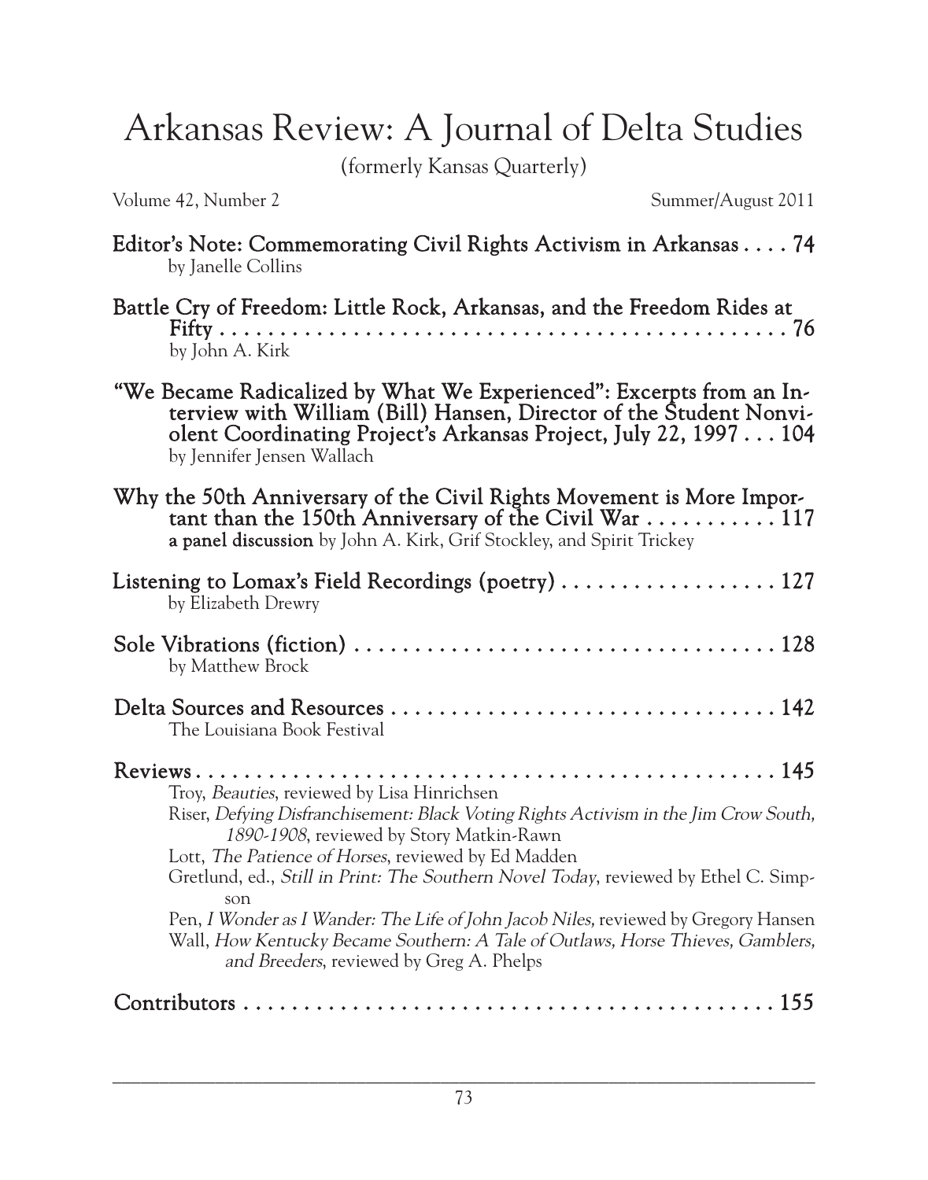# Arkansas Review: A Journal of Delta Studies

(formerly Kansas Quarterly)

Volume 42, Number 2 Summer/August 2011

**Editor's Note: Commemorating Civil Rights Activism in Arkansas . . . . 74**
by Janelle Collins

**Battle Cry of Freedom: Little Rock, Arkansas, and the Freedom Rides at Fifty . . . . . . . . . . . . . . . . . . . . . . . . . . . . . . . . . . . . . . . . . . . . . . 76**
by John A. Kirk

**"We Became Radicalized by What We Experienced": Excerpts from an Interview with William (Bill) Hansen, Director of the Student Nonviolent Coordinating Project's Arkansas Project, July 22, 1997 . . . 104**
by Jennifer Jensen Wallach

**Why the 50th Anniversary of the Civil Rights Movement is More Important than the 150th Anniversary of the Civil War . . . . . . . . . . . 117**
**a panel discussion** by John A. Kirk, Grif Stockley, and Spirit Trickey

**Listening to Lomax's Field Recordings (poetry) . . . . . . . . . . . . . . . . . . 127**
by Elizabeth Drewry

**Sole Vibrations (fiction) . . . . . . . . . . . . . . . . . . . . . . . . . . . . . . . . . . . . 128**
by Matthew Brock

**Delta Sources and Resources . . . . . . . . . . . . . . . . . . . . . . . . . . . . . . . . 142**
The Louisiana Book Festival

**Reviews . . . . . . . . . . . . . . . . . . . . . . . . . . . . . . . . . . . . . . . . . . . . . . . . . . 145**
Troy, *Beauties*, reviewed by Lisa Hinrichsen
Riser, *Defying Disfranchisement: Black Voting Rights Activism in the Jim Crow South, 1890-1908*, reviewed by Story Matkin-Rawn
Lott, *The Patience of Horses*, reviewed by Ed Madden
Gretlund, ed., *Still in Print: The Southern Novel Today*, reviewed by Ethel C. Simpson
Pen, *I Wonder as I Wander: The Life of John Jacob Niles,* reviewed by Gregory Hansen
Wall, *How Kentucky Became Southern: A Tale of Outlaws, Horse Thieves, Gamblers, and Breeders*, reviewed by Greg A. Phelps

**Contributors . . . . . . . . . . . . . . . . . . . . . . . . . . . . . . . . . . . . . . . . . . . . . . 155**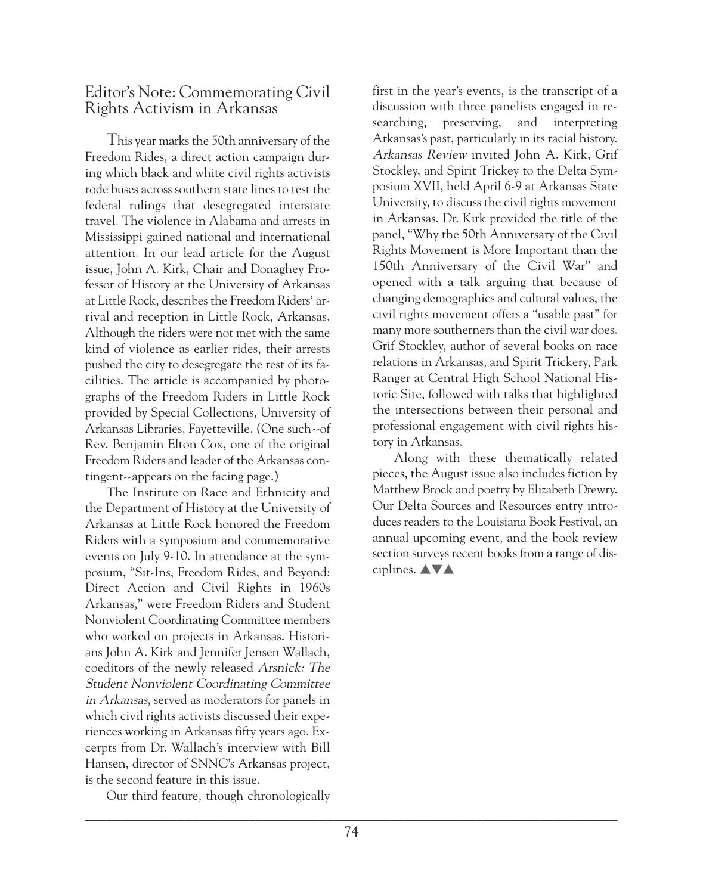## Editor's Note: Commemorating Civil Rights Activism in Arkansas

This year marks the 50th anniversary of the Freedom Rides, a direct action campaign during which black and white civil rights activists rode buses across southern state lines to test the federal rulings that desegregated interstate travel. The violence in Alabama and arrests in Mississippi gained national and international attention. In our lead article for the August issue, John A. Kirk, Chair and Donaghey Professor of History at the University of Arkansas at Little Rock, describes the Freedom Riders' arrival and reception in Little Rock, Arkansas. Although the riders were not met with the same kind of violence as earlier rides, their arrests pushed the city to desegregate the rest of its facilities. The article is accompanied by photographs of the Freedom Riders in Little Rock provided by Special Collections, University of Arkansas Libraries, Fayetteville. (One such--of Rev. Benjamin Elton Cox, one of the original Freedom Riders and leader of the Arkansas contingent--appears on the facing page.)

The Institute on Race and Ethnicity and the Department of History at the University of Arkansas at Little Rock honored the Freedom Riders with a symposium and commemorative events on July 9-10. In attendance at the symposium, "Sit-Ins, Freedom Rides, and Beyond: Direct Action and Civil Rights in 1960s Arkansas," were Freedom Riders and Student Nonviolent Coordinating Committee members who worked on projects in Arkansas. Historians John A. Kirk and Jennifer Jensen Wallach, coeditors of the newly released *Arsnick: The Student Nonviolent Coordinating Committee in Arkansas*, served as moderators for panels in which civil rights activists discussed their experiences working in Arkansas fifty years ago. Excerpts from Dr. Wallach's interview with Bill Hansen, director of SNNC's Arkansas project, is the second feature in this issue.

Our third feature, though chronologically first in the year's events, is the transcript of a discussion with three panelists engaged in researching, preserving, and interpreting Arkansas's past, particularly in its racial history. *Arkansas Review* invited John A. Kirk, Grif Stockley, and Spirit Trickey to the Delta Symposium XVII, held April 6-9 at Arkansas State University, to discuss the civil rights movement in Arkansas. Dr. Kirk provided the title of the panel, "Why the 50th Anniversary of the Civil Rights Movement is More Important than the 150th Anniversary of the Civil War" and opened with a talk arguing that because of changing demographics and cultural values, the civil rights movement offers a "usable past" for many more southerners than the civil war does. Grif Stockley, author of several books on race relations in Arkansas, and Spirit Trickery, Park Ranger at Central High School National Historic Site, followed with talks that highlighted the intersections between their personal and professional engagement with civil rights history in Arkansas.

Along with these thematically related pieces, the August issue also includes fiction by Matthew Brock and poetry by Elizabeth Drewry. Our Delta Sources and Resources entry introduces readers to the Louisiana Book Festival, an annual upcoming event, and the book review section surveys recent books from a range of disciplines. ▲▼▲